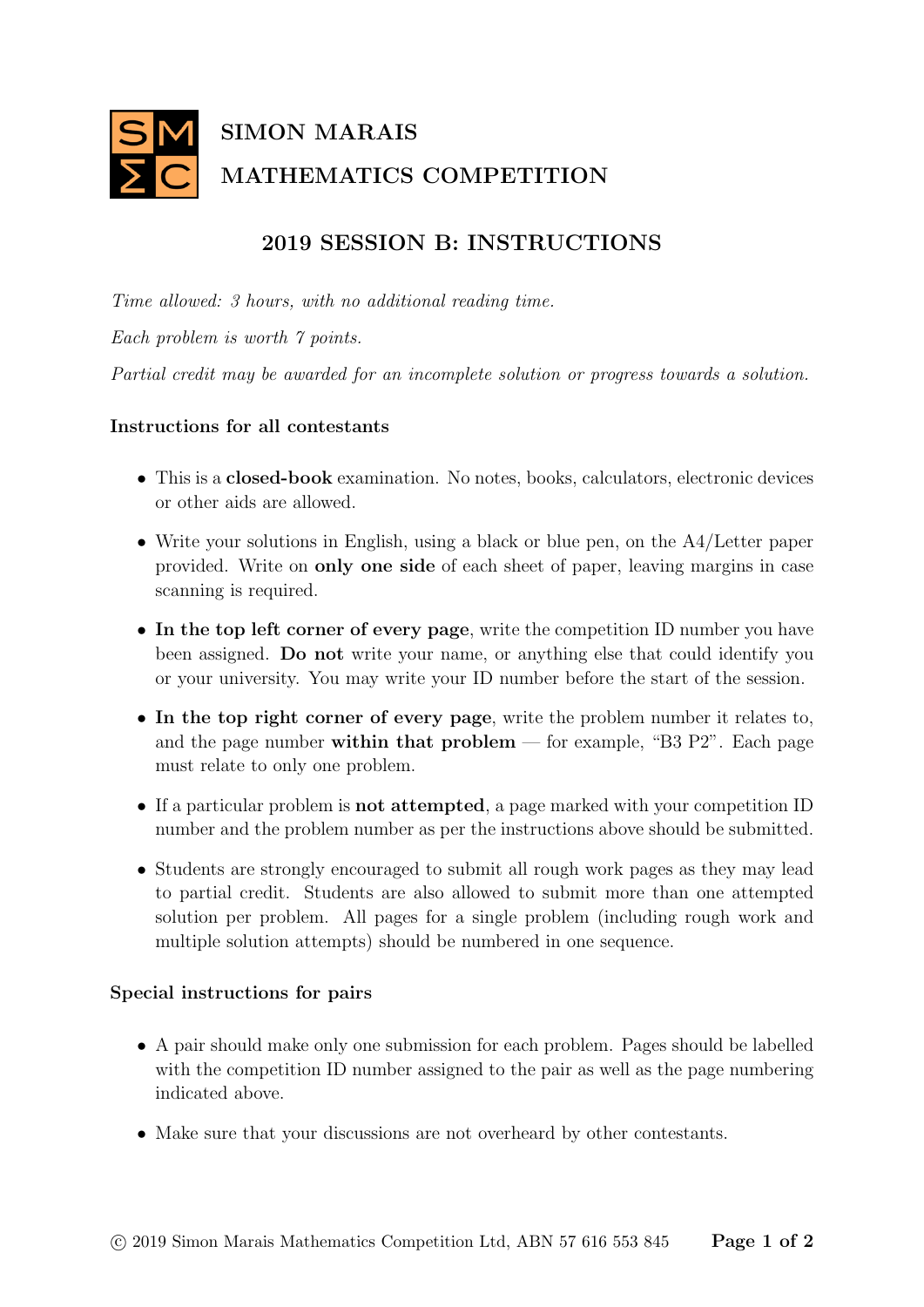# SIMON MARAIS MATHEMATICS COMPETITION

## 2019 SESSION B: INSTRUCTIONS

*Time allowed: 3 hours, with no additional reading time.*

*Each problem is worth 7 points.*

*Partial credit may be awarded for an incomplete solution or progress towards a solution.*

### Instructions for all contestants

- This is a **closed-book** examination. No notes, books, calculators, electronic devices or other aids are allowed.
- Write your solutions in English, using a black or blue pen, on the A4/Letter paper provided. Write on **only one side** of each sheet of paper, leaving margins in case scanning is required.
- **In the top left corner of every page**, write the competition ID number you have been assigned. **Do not** write your name, or anything else that could identify you or your university. You may write your ID number before the start of the session.
- **In the top right corner of every page**, write the problem number it relates to, and the page number **within that problem** — for example, "B3 P2". Each page must relate to only one problem.
- If a particular problem is **not attempted**, a page marked with your competition ID number and the problem number as per the instructions above should be submitted.
- Students are strongly encouraged to submit all rough work pages as they may lead to partial credit. Students are also allowed to submit more than one attempted solution per problem. All pages for a single problem (including rough work and multiple solution attempts) should be numbered in one sequence.

### Special instructions for pairs

- A pair should make only one submission for each problem. Pages should be labelled with the competition ID number assigned to the pair as well as the page numbering indicated above.
- Make sure that your discussions are not overheard by other contestants.

© 2019 Simon Marais Mathematics Competition Ltd, ABN 57 616 553 845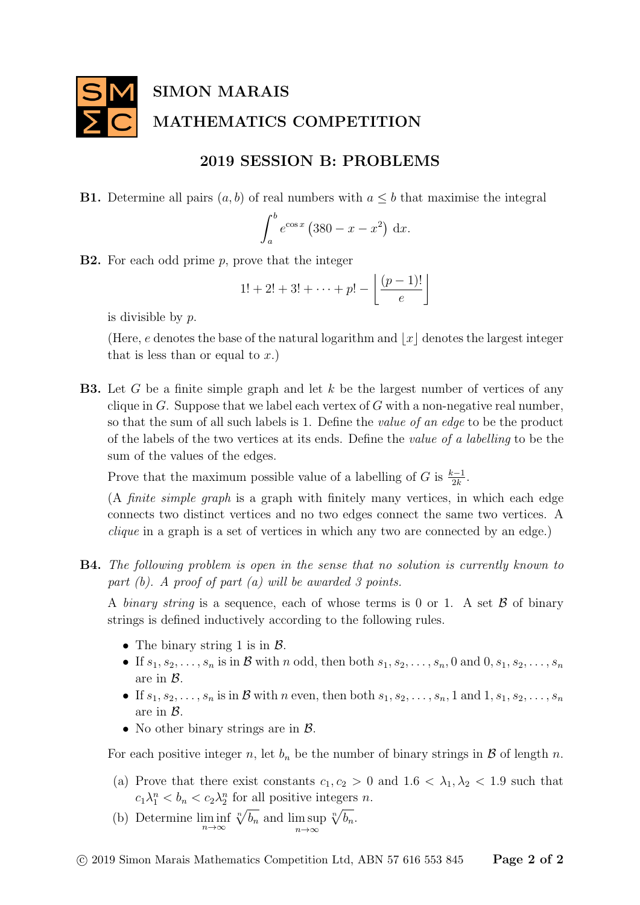# SIMON MARAIS MATHEMATICS COMPETITION

## 2019 SESSION B: PROBLEMS

**B1.** Determine all pairs $(a, b)$ of real numbers with $a \leq b$ that maximise the integral

$$\int_a^b e^{\cos x} \left(380 - x - x^2\right) \,\mathrm{d}x.$$

**B2.** For each odd prime $p$, prove that the integer

$$1! + 2! + 3! + \cdots + p! - \left\lfloor \frac{(p-1)!}{e} \right\rfloor$$

is divisible by $p$.

(Here, $e$ denotes the base of the natural logarithm and $\lfloor x \rfloor$ denotes the largest integer that is less than or equal to $x$.)

**B3.** Let $G$ be a finite simple graph and let $k$ be the largest number of vertices of any clique in $G$. Suppose that we label each vertex of $G$ with a non-negative real number, so that the sum of all such labels is 1. Define the *value of an edge* to be the product of the labels of the two vertices at its ends. Define the *value of a labelling* to be the sum of the values of the edges.

Prove that the maximum possible value of a labelling of $G$ is $\frac{k-1}{2k}$.

(A *finite simple graph* is a graph with finitely many vertices, in which each edge connects two distinct vertices and no two edges connect the same two vertices. A *clique* in a graph is a set of vertices in which any two are connected by an edge.)

**B4.** *The following problem is open in the sense that no solution is currently known to part (b). A proof of part (a) will be awarded 3 points.*

A *binary string* is a sequence, each of whose terms is 0 or 1. A set $\mathcal{B}$ of binary strings is defined inductively according to the following rules.

- The binary string 1 is in $\mathcal{B}$.
- If $s_1, s_2, \ldots, s_n$ is in $\mathcal{B}$ with $n$ odd, then both $s_1, s_2, \ldots, s_n, 0$ and $0, s_1, s_2, \ldots, s_n$ are in $\mathcal{B}$.
- If $s_1, s_2, \ldots, s_n$ is in $\mathcal{B}$ with $n$ even, then both $s_1, s_2, \ldots, s_n, 1$ and $1, s_1, s_2, \ldots, s_n$ are in $\mathcal{B}$.
- No other binary strings are in $\mathcal{B}$.

For each positive integer $n$, let $b_n$ be the number of binary strings in $\mathcal{B}$ of length $n$.

(a) Prove that there exist constants $c_1, c_2 > 0$ and $1.6 < \lambda_1, \lambda_2 < 1.9$ such that $c_1 \lambda_1^n < b_n < c_2 \lambda_2^n$ for all positive integers $n$.

(b) Determine $\liminf_{n \to \infty} \sqrt[n]{b_n}$ and $\limsup_{n \to \infty} \sqrt[n]{b_n}$.

© 2019 Simon Marais Mathematics Competition Ltd, ABN 57 616 553 845